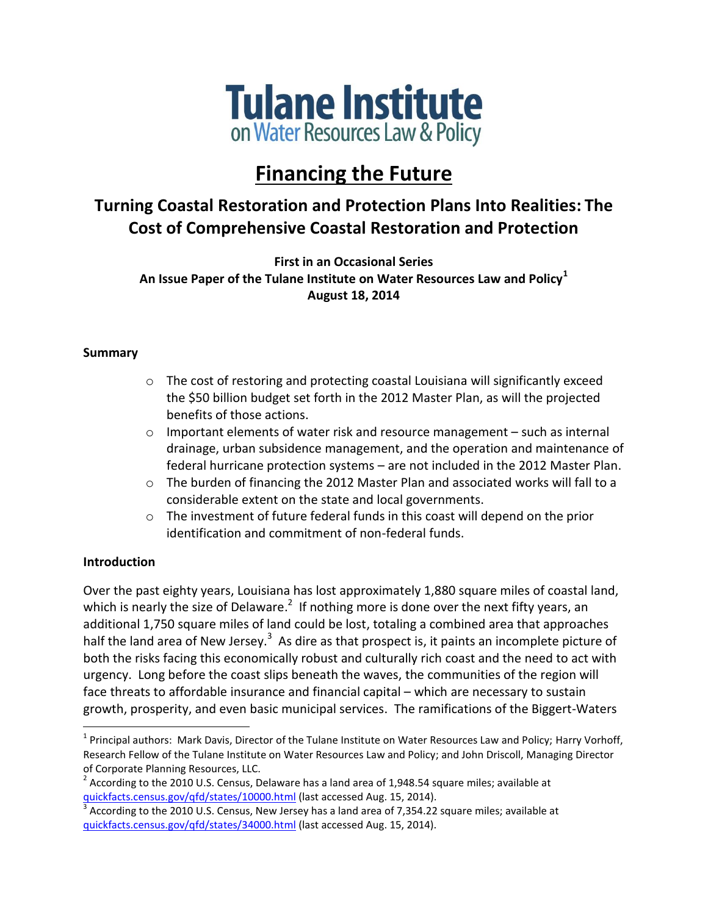# Tulane Institute on Water Resources Law & Policy

# Financing the Future

## Turning Coastal Restoration and Protection Plans Into Realities: The Cost of Comprehensive Coastal Restoration and Protection

**First in an Occasional Series**
**An Issue Paper of the Tulane Institute on Water Resources Law and Policy[1]**
**August 18, 2014**

### Summary

- The cost of restoring and protecting coastal Louisiana will significantly exceed the $50 billion budget set forth in the 2012 Master Plan, as will the projected benefits of those actions.
- Important elements of water risk and resource management – such as internal drainage, urban subsidence management, and the operation and maintenance of federal hurricane protection systems – are not included in the 2012 Master Plan.
- The burden of financing the 2012 Master Plan and associated works will fall to a considerable extent on the state and local governments.
- The investment of future federal funds in this coast will depend on the prior identification and commitment of non-federal funds.

### Introduction

Over the past eighty years, Louisiana has lost approximately 1,880 square miles of coastal land, which is nearly the size of Delaware.[2] If nothing more is done over the next fifty years, an additional 1,750 square miles of land could be lost, totaling a combined area that approaches half the land area of New Jersey.[3] As dire as that prospect is, it paints an incomplete picture of both the risks facing this economically robust and culturally rich coast and the need to act with urgency. Long before the coast slips beneath the waves, the communities of the region will face threats to affordable insurance and financial capital – which are necessary to sustain growth, prosperity, and even basic municipal services. The ramifications of the Biggert-Waters

---

[1] Principal authors: Mark Davis, Director of the Tulane Institute on Water Resources Law and Policy; Harry Vorhoff, Research Fellow of the Tulane Institute on Water Resources Law and Policy; and John Driscoll, Managing Director of Corporate Planning Resources, LLC.

[2] According to the 2010 U.S. Census, Delaware has a land area of 1,948.54 square miles; available at quickfacts.census.gov/qfd/states/10000.html (last accessed Aug. 15, 2014).

[3] According to the 2010 U.S. Census, New Jersey has a land area of 7,354.22 square miles; available at quickfacts.census.gov/qfd/states/34000.html (last accessed Aug. 15, 2014).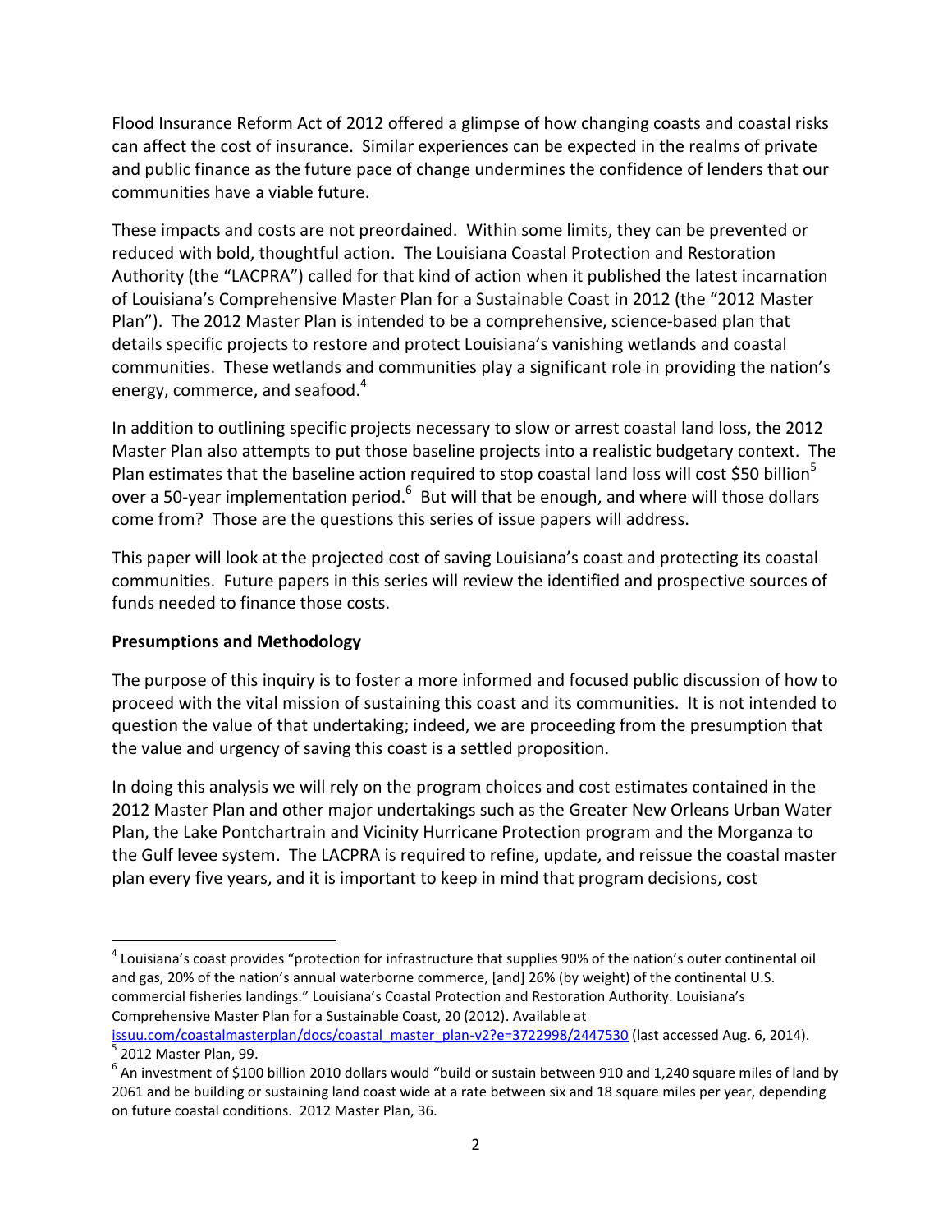Flood Insurance Reform Act of 2012 offered a glimpse of how changing coasts and coastal risks can affect the cost of insurance. Similar experiences can be expected in the realms of private and public finance as the future pace of change undermines the confidence of lenders that our communities have a viable future.

These impacts and costs are not preordained. Within some limits, they can be prevented or reduced with bold, thoughtful action. The Louisiana Coastal Protection and Restoration Authority (the "LACPRA") called for that kind of action when it published the latest incarnation of Louisiana's Comprehensive Master Plan for a Sustainable Coast in 2012 (the "2012 Master Plan"). The 2012 Master Plan is intended to be a comprehensive, science-based plan that details specific projects to restore and protect Louisiana's vanishing wetlands and coastal communities. These wetlands and communities play a significant role in providing the nation's energy, commerce, and seafood.[4]

In addition to outlining specific projects necessary to slow or arrest coastal land loss, the 2012 Master Plan also attempts to put those baseline projects into a realistic budgetary context. The Plan estimates that the baseline action required to stop coastal land loss will cost $50 billion[5] over a 50-year implementation period.[6] But will that be enough, and where will those dollars come from? Those are the questions this series of issue papers will address.

This paper will look at the projected cost of saving Louisiana's coast and protecting its coastal communities. Future papers in this series will review the identified and prospective sources of funds needed to finance those costs.

**Presumptions and Methodology**

The purpose of this inquiry is to foster a more informed and focused public discussion of how to proceed with the vital mission of sustaining this coast and its communities. It is not intended to question the value of that undertaking; indeed, we are proceeding from the presumption that the value and urgency of saving this coast is a settled proposition.

In doing this analysis we will rely on the program choices and cost estimates contained in the 2012 Master Plan and other major undertakings such as the Greater New Orleans Urban Water Plan, the Lake Pontchartrain and Vicinity Hurricane Protection program and the Morganza to the Gulf levee system. The LACPRA is required to refine, update, and reissue the coastal master plan every five years, and it is important to keep in mind that program decisions, cost

---

[4] Louisiana's coast provides "protection for infrastructure that supplies 90% of the nation's outer continental oil and gas, 20% of the nation's annual waterborne commerce, [and] 26% (by weight) of the continental U.S. commercial fisheries landings." Louisiana's Coastal Protection and Restoration Authority. Louisiana's Comprehensive Master Plan for a Sustainable Coast, 20 (2012). Available at issuu.com/coastalmasterplan/docs/coastal_master_plan-v2?e=3722998/2447530 (last accessed Aug. 6, 2014).

[5] 2012 Master Plan, 99.

[6] An investment of $100 billion 2010 dollars would "build or sustain between 910 and 1,240 square miles of land by 2061 and be building or sustaining land coast wide at a rate between six and 18 square miles per year, depending on future coastal conditions. 2012 Master Plan, 36.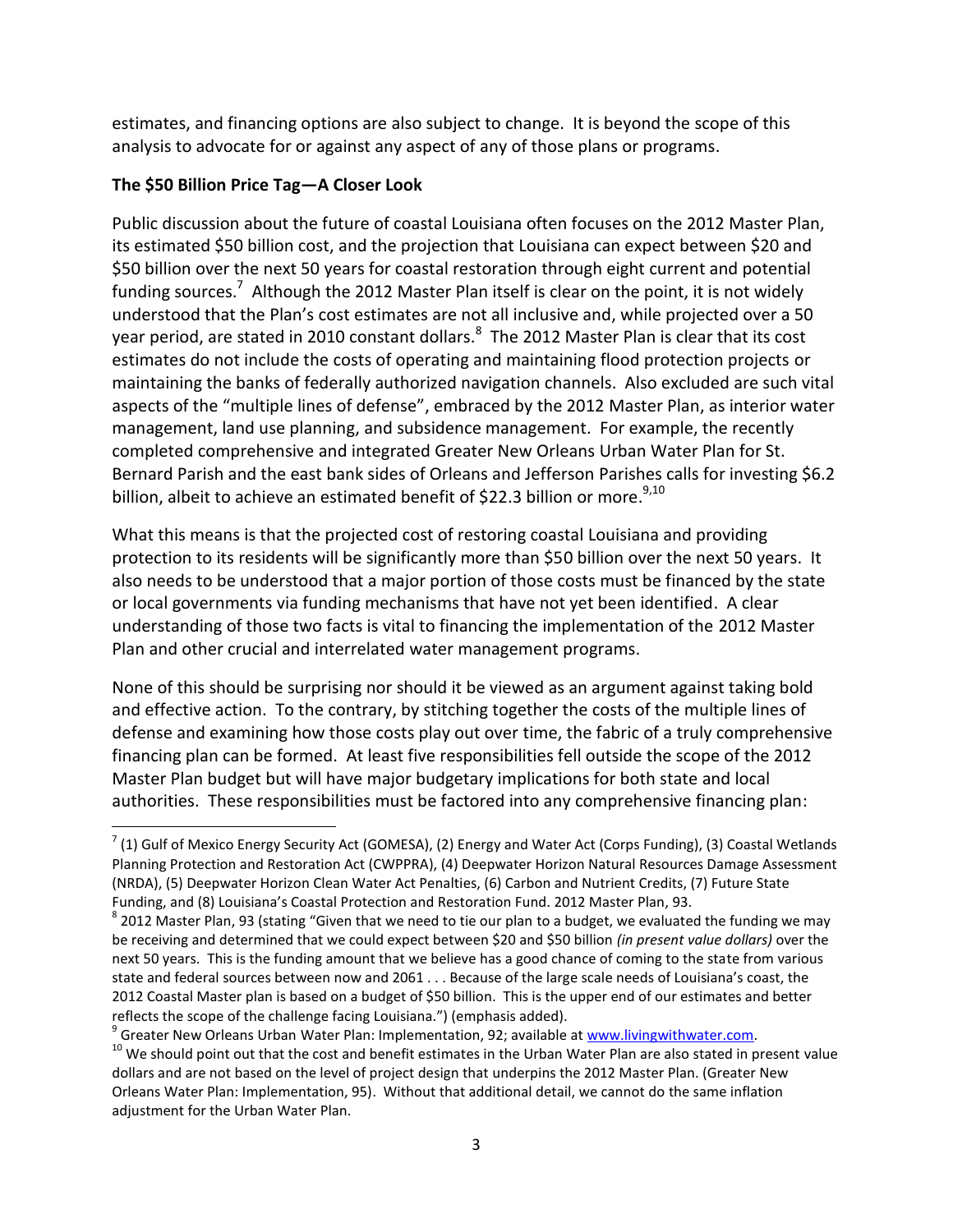estimates, and financing options are also subject to change. It is beyond the scope of this analysis to advocate for or against any aspect of any of those plans or programs.

**The $50 Billion Price Tag—A Closer Look**

Public discussion about the future of coastal Louisiana often focuses on the 2012 Master Plan, its estimated $50 billion cost, and the projection that Louisiana can expect between $20 and $50 billion over the next 50 years for coastal restoration through eight current and potential funding sources.[7] Although the 2012 Master Plan itself is clear on the point, it is not widely understood that the Plan's cost estimates are not all inclusive and, while projected over a 50 year period, are stated in 2010 constant dollars.[8] The 2012 Master Plan is clear that its cost estimates do not include the costs of operating and maintaining flood protection projects or maintaining the banks of federally authorized navigation channels. Also excluded are such vital aspects of the "multiple lines of defense", embraced by the 2012 Master Plan, as interior water management, land use planning, and subsidence management. For example, the recently completed comprehensive and integrated Greater New Orleans Urban Water Plan for St. Bernard Parish and the east bank sides of Orleans and Jefferson Parishes calls for investing $6.2 billion, albeit to achieve an estimated benefit of $22.3 billion or more.[9,10]

What this means is that the projected cost of restoring coastal Louisiana and providing protection to its residents will be significantly more than $50 billion over the next 50 years. It also needs to be understood that a major portion of those costs must be financed by the state or local governments via funding mechanisms that have not yet been identified. A clear understanding of those two facts is vital to financing the implementation of the 2012 Master Plan and other crucial and interrelated water management programs.

None of this should be surprising nor should it be viewed as an argument against taking bold and effective action. To the contrary, by stitching together the costs of the multiple lines of defense and examining how those costs play out over time, the fabric of a truly comprehensive financing plan can be formed. At least five responsibilities fell outside the scope of the 2012 Master Plan budget but will have major budgetary implications for both state and local authorities. These responsibilities must be factored into any comprehensive financing plan:

---

[7] (1) Gulf of Mexico Energy Security Act (GOMESA), (2) Energy and Water Act (Corps Funding), (3) Coastal Wetlands Planning Protection and Restoration Act (CWPPRA), (4) Deepwater Horizon Natural Resources Damage Assessment (NRDA), (5) Deepwater Horizon Clean Water Act Penalties, (6) Carbon and Nutrient Credits, (7) Future State Funding, and (8) Louisiana's Coastal Protection and Restoration Fund. 2012 Master Plan, 93.

[8] 2012 Master Plan, 93 (stating "Given that we need to tie our plan to a budget, we evaluated the funding we may be receiving and determined that we could expect between $20 and $50 billion *(in present value dollars)* over the next 50 years. This is the funding amount that we believe has a good chance of coming to the state from various state and federal sources between now and 2061 . . . Because of the large scale needs of Louisiana's coast, the 2012 Coastal Master plan is based on a budget of $50 billion. This is the upper end of our estimates and better reflects the scope of the challenge facing Louisiana.") (emphasis added).

[9] Greater New Orleans Urban Water Plan: Implementation, 92; available at www.livingwithwater.com.

[10] We should point out that the cost and benefit estimates in the Urban Water Plan are also stated in present value dollars and are not based on the level of project design that underpins the 2012 Master Plan. (Greater New Orleans Water Plan: Implementation, 95). Without that additional detail, we cannot do the same inflation adjustment for the Urban Water Plan.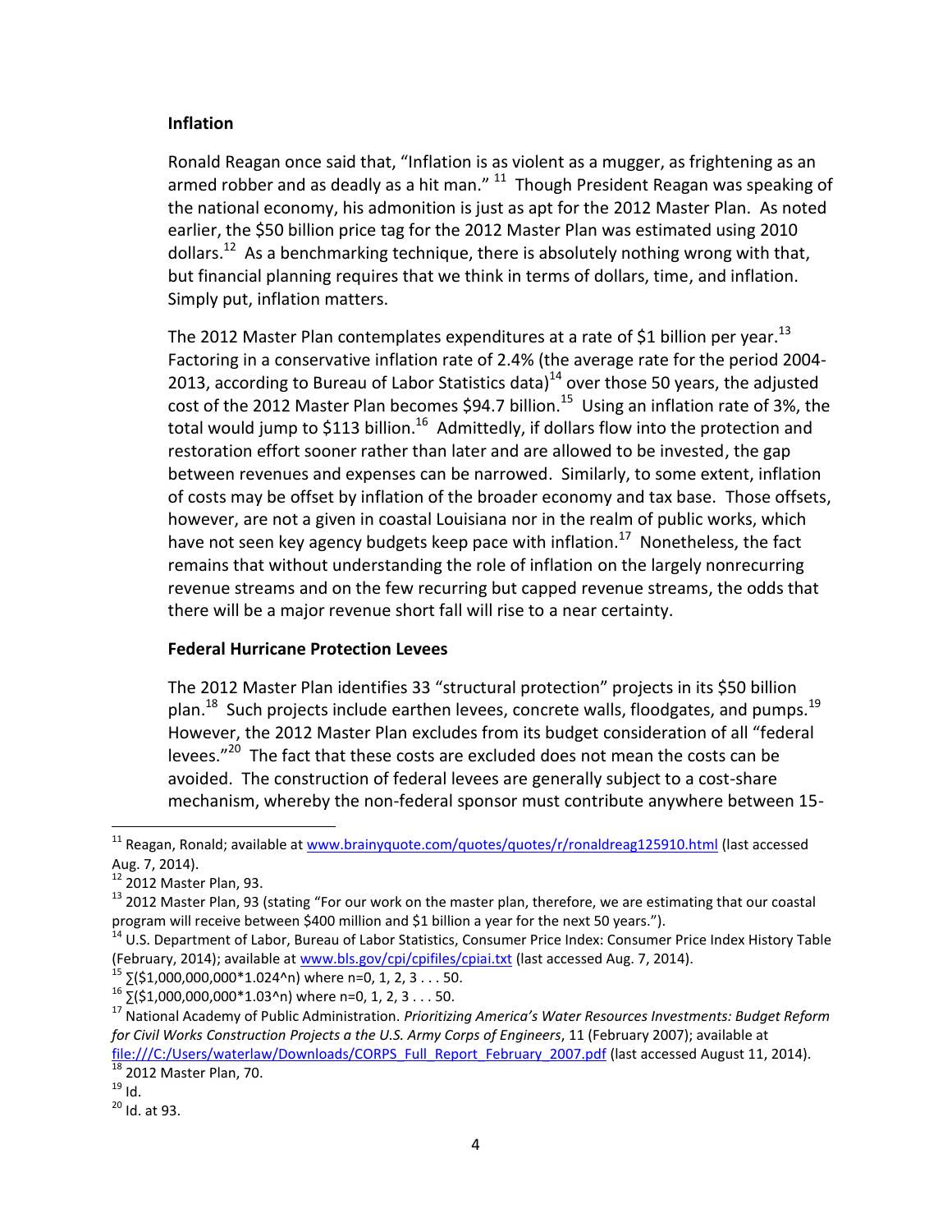**Inflation**

Ronald Reagan once said that, "Inflation is as violent as a mugger, as frightening as an armed robber and as deadly as a hit man." [11] Though President Reagan was speaking of the national economy, his admonition is just as apt for the 2012 Master Plan. As noted earlier, the $50 billion price tag for the 2012 Master Plan was estimated using 2010 dollars.[12] As a benchmarking technique, there is absolutely nothing wrong with that, but financial planning requires that we think in terms of dollars, time, and inflation. Simply put, inflation matters.

The 2012 Master Plan contemplates expenditures at a rate of $1 billion per year.[13] Factoring in a conservative inflation rate of 2.4% (the average rate for the period 2004-2013, according to Bureau of Labor Statistics data)[14] over those 50 years, the adjusted cost of the 2012 Master Plan becomes $94.7 billion.[15] Using an inflation rate of 3%, the total would jump to $113 billion.[16] Admittedly, if dollars flow into the protection and restoration effort sooner rather than later and are allowed to be invested, the gap between revenues and expenses can be narrowed. Similarly, to some extent, inflation of costs may be offset by inflation of the broader economy and tax base. Those offsets, however, are not a given in coastal Louisiana nor in the realm of public works, which have not seen key agency budgets keep pace with inflation.[17] Nonetheless, the fact remains that without understanding the role of inflation on the largely nonrecurring revenue streams and on the few recurring but capped revenue streams, the odds that there will be a major revenue short fall will rise to a near certainty.

**Federal Hurricane Protection Levees**

The 2012 Master Plan identifies 33 "structural protection" projects in its $50 billion plan.[18] Such projects include earthen levees, concrete walls, floodgates, and pumps.[19] However, the 2012 Master Plan excludes from its budget consideration of all "federal levees."[20] The fact that these costs are excluded does not mean the costs can be avoided. The construction of federal levees are generally subject to a cost-share mechanism, whereby the non-federal sponsor must contribute anywhere between 15-

---

[11] Reagan, Ronald; available at www.brainyquote.com/quotes/quotes/r/ronaldreag125910.html (last accessed Aug. 7, 2014).

[12] 2012 Master Plan, 93.

[13] 2012 Master Plan, 93 (stating "For our work on the master plan, therefore, we are estimating that our coastal program will receive between $400 million and $1 billion a year for the next 50 years.").

[14] U.S. Department of Labor, Bureau of Labor Statistics, Consumer Price Index: Consumer Price Index History Table (February, 2014); available at www.bls.gov/cpi/cpifiles/cpiai.txt (last accessed Aug. 7, 2014).

[15] ∑($1,000,000,000*1.024^n) where n=0, 1, 2, 3 . . . 50.

[16] ∑($1,000,000,000*1.03^n) where n=0, 1, 2, 3 . . . 50.

[17] National Academy of Public Administration. *Prioritizing America's Water Resources Investments: Budget Reform for Civil Works Construction Projects a the U.S. Army Corps of Engineers*, 11 (February 2007); available at file:///C:/Users/waterlaw/Downloads/CORPS_Full_Report_February_2007.pdf (last accessed August 11, 2014).

[18] 2012 Master Plan, 70.

[19] Id.

[20] Id. at 93.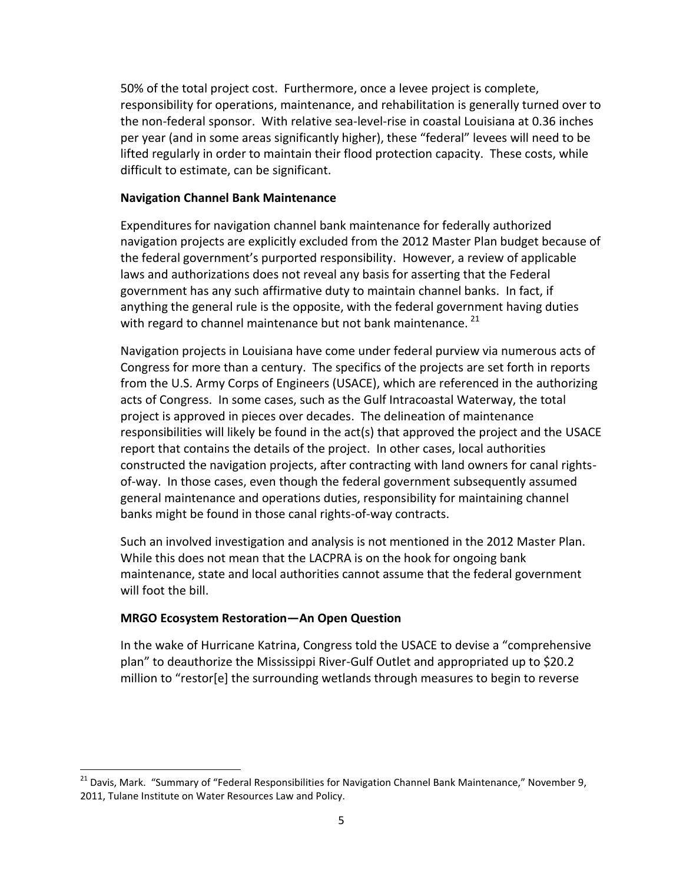50% of the total project cost. Furthermore, once a levee project is complete, responsibility for operations, maintenance, and rehabilitation is generally turned over to the non-federal sponsor. With relative sea-level-rise in coastal Louisiana at 0.36 inches per year (and in some areas significantly higher), these "federal" levees will need to be lifted regularly in order to maintain their flood protection capacity. These costs, while difficult to estimate, can be significant.

**Navigation Channel Bank Maintenance**

Expenditures for navigation channel bank maintenance for federally authorized navigation projects are explicitly excluded from the 2012 Master Plan budget because of the federal government's purported responsibility. However, a review of applicable laws and authorizations does not reveal any basis for asserting that the Federal government has any such affirmative duty to maintain channel banks. In fact, if anything the general rule is the opposite, with the federal government having duties with regard to channel maintenance but not bank maintenance. [21]

Navigation projects in Louisiana have come under federal purview via numerous acts of Congress for more than a century. The specifics of the projects are set forth in reports from the U.S. Army Corps of Engineers (USACE), which are referenced in the authorizing acts of Congress. In some cases, such as the Gulf Intracoastal Waterway, the total project is approved in pieces over decades. The delineation of maintenance responsibilities will likely be found in the act(s) that approved the project and the USACE report that contains the details of the project. In other cases, local authorities constructed the navigation projects, after contracting with land owners for canal rights-of-way. In those cases, even though the federal government subsequently assumed general maintenance and operations duties, responsibility for maintaining channel banks might be found in those canal rights-of-way contracts.

Such an involved investigation and analysis is not mentioned in the 2012 Master Plan. While this does not mean that the LACPRA is on the hook for ongoing bank maintenance, state and local authorities cannot assume that the federal government will foot the bill.

**MRGO Ecosystem Restoration—An Open Question**

In the wake of Hurricane Katrina, Congress told the USACE to devise a "comprehensive plan" to deauthorize the Mississippi River-Gulf Outlet and appropriated up to $20.2 million to "restor[e] the surrounding wetlands through measures to begin to reverse

[21] Davis, Mark. "Summary of "Federal Responsibilities for Navigation Channel Bank Maintenance," November 9, 2011, Tulane Institute on Water Resources Law and Policy.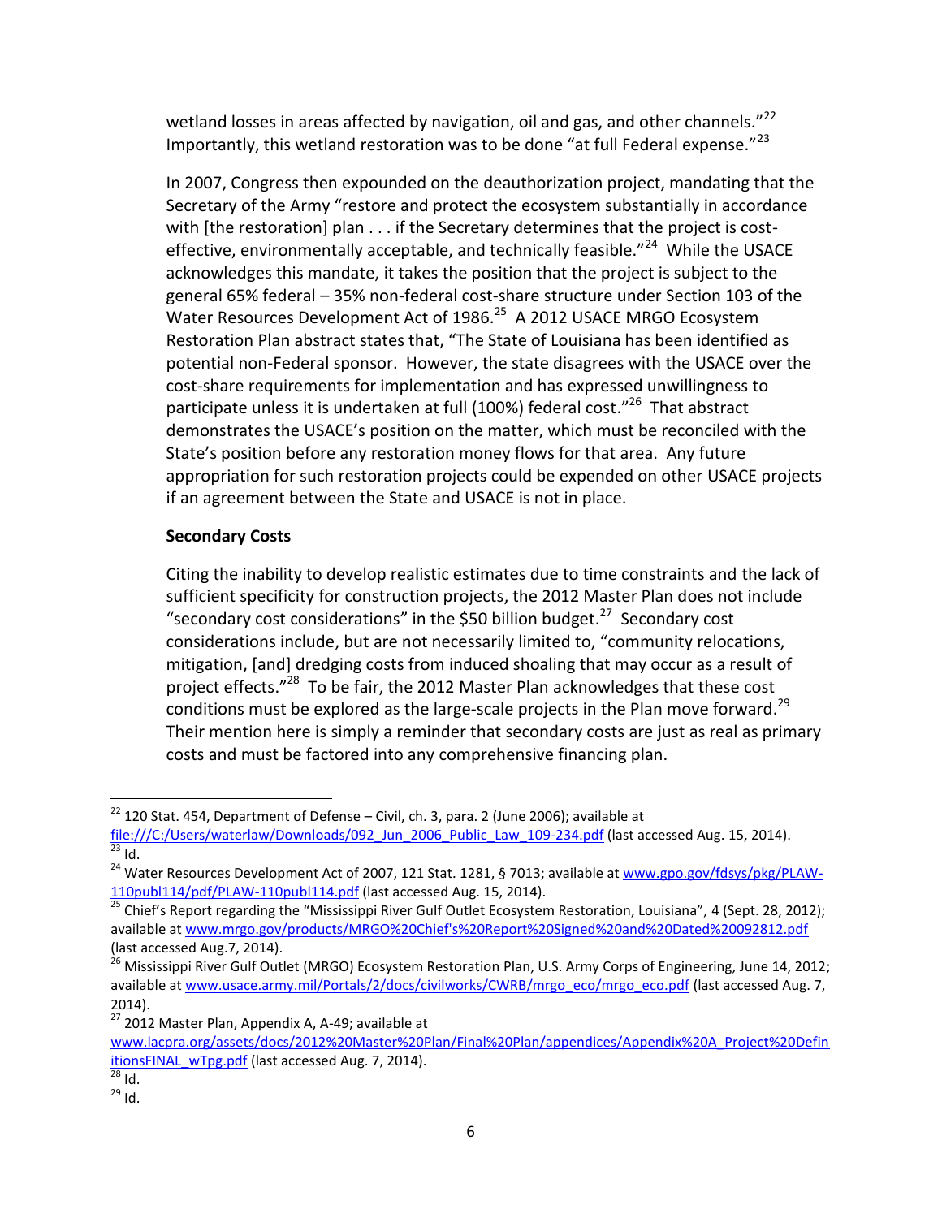wetland losses in areas affected by navigation, oil and gas, and other channels."[22] Importantly, this wetland restoration was to be done "at full Federal expense."[23]

In 2007, Congress then expounded on the deauthorization project, mandating that the Secretary of the Army "restore and protect the ecosystem substantially in accordance with [the restoration] plan . . . if the Secretary determines that the project is cost-effective, environmentally acceptable, and technically feasible."[24] While the USACE acknowledges this mandate, it takes the position that the project is subject to the general 65% federal – 35% non-federal cost-share structure under Section 103 of the Water Resources Development Act of 1986.[25] A 2012 USACE MRGO Ecosystem Restoration Plan abstract states that, "The State of Louisiana has been identified as potential non-Federal sponsor. However, the state disagrees with the USACE over the cost-share requirements for implementation and has expressed unwillingness to participate unless it is undertaken at full (100%) federal cost."[26] That abstract demonstrates the USACE's position on the matter, which must be reconciled with the State's position before any restoration money flows for that area. Any future appropriation for such restoration projects could be expended on other USACE projects if an agreement between the State and USACE is not in place.

**Secondary Costs**

Citing the inability to develop realistic estimates due to time constraints and the lack of sufficient specificity for construction projects, the 2012 Master Plan does not include "secondary cost considerations" in the $50 billion budget.[27] Secondary cost considerations include, but are not necessarily limited to, "community relocations, mitigation, [and] dredging costs from induced shoaling that may occur as a result of project effects."[28] To be fair, the 2012 Master Plan acknowledges that these cost conditions must be explored as the large-scale projects in the Plan move forward.[29] Their mention here is simply a reminder that secondary costs are just as real as primary costs and must be factored into any comprehensive financing plan.

---

[22] 120 Stat. 454, Department of Defense – Civil, ch. 3, para. 2 (June 2006); available at file:///C:/Users/waterlaw/Downloads/092_Jun_2006_Public_Law_109-234.pdf (last accessed Aug. 15, 2014).

[23] Id.

[24] Water Resources Development Act of 2007, 121 Stat. 1281, § 7013; available at www.gpo.gov/fdsys/pkg/PLAW-110publ114/pdf/PLAW-110publ114.pdf (last accessed Aug. 15, 2014).

[25] Chief's Report regarding the "Mississippi River Gulf Outlet Ecosystem Restoration, Louisiana", 4 (Sept. 28, 2012); available at www.mrgo.gov/products/MRGO%20Chief's%20Report%20Signed%20and%20Dated%20092812.pdf (last accessed Aug.7, 2014).

[26] Mississippi River Gulf Outlet (MRGO) Ecosystem Restoration Plan, U.S. Army Corps of Engineering, June 14, 2012; available at www.usace.army.mil/Portals/2/docs/civilworks/CWRB/mrgo_eco/mrgo_eco.pdf (last accessed Aug. 7, 2014).

[27] 2012 Master Plan, Appendix A, A-49; available at www.lacpra.org/assets/docs/2012%20Master%20Plan/Final%20Plan/appendices/Appendix%20A_Project%20DefinitionsFINAL_wTpg.pdf (last accessed Aug. 7, 2014).

[28] Id.

[29] Id.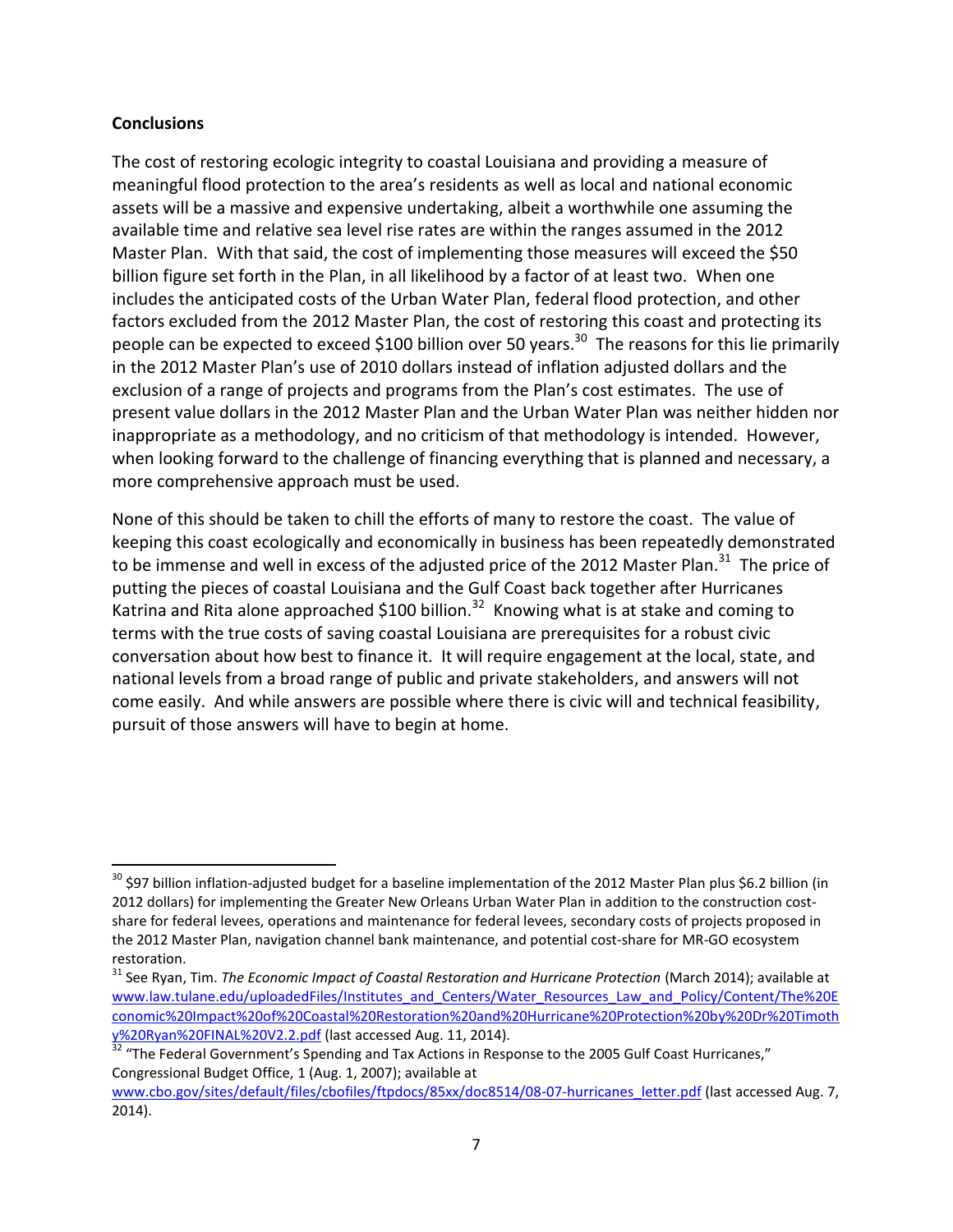**Conclusions**

The cost of restoring ecologic integrity to coastal Louisiana and providing a measure of meaningful flood protection to the area's residents as well as local and national economic assets will be a massive and expensive undertaking, albeit a worthwhile one assuming the available time and relative sea level rise rates are within the ranges assumed in the 2012 Master Plan. With that said, the cost of implementing those measures will exceed the $50 billion figure set forth in the Plan, in all likelihood by a factor of at least two. When one includes the anticipated costs of the Urban Water Plan, federal flood protection, and other factors excluded from the 2012 Master Plan, the cost of restoring this coast and protecting its people can be expected to exceed $100 billion over 50 years.[30] The reasons for this lie primarily in the 2012 Master Plan's use of 2010 dollars instead of inflation adjusted dollars and the exclusion of a range of projects and programs from the Plan's cost estimates. The use of present value dollars in the 2012 Master Plan and the Urban Water Plan was neither hidden nor inappropriate as a methodology, and no criticism of that methodology is intended. However, when looking forward to the challenge of financing everything that is planned and necessary, a more comprehensive approach must be used.

None of this should be taken to chill the efforts of many to restore the coast. The value of keeping this coast ecologically and economically in business has been repeatedly demonstrated to be immense and well in excess of the adjusted price of the 2012 Master Plan.[31] The price of putting the pieces of coastal Louisiana and the Gulf Coast back together after Hurricanes Katrina and Rita alone approached $100 billion.[32] Knowing what is at stake and coming to terms with the true costs of saving coastal Louisiana are prerequisites for a robust civic conversation about how best to finance it. It will require engagement at the local, state, and national levels from a broad range of public and private stakeholders, and answers will not come easily. And while answers are possible where there is civic will and technical feasibility, pursuit of those answers will have to begin at home.

---

[30] $97 billion inflation-adjusted budget for a baseline implementation of the 2012 Master Plan plus $6.2 billion (in 2012 dollars) for implementing the Greater New Orleans Urban Water Plan in addition to the construction cost-share for federal levees, operations and maintenance for federal levees, secondary costs of projects proposed in the 2012 Master Plan, navigation channel bank maintenance, and potential cost-share for MR-GO ecosystem restoration.

[31] See Ryan, Tim. *The Economic Impact of Coastal Restoration and Hurricane Protection* (March 2014); available at www.law.tulane.edu/uploadedFiles/Institutes_and_Centers/Water_Resources_Law_and_Policy/Content/The%20Economic%20Impact%20of%20Coastal%20Restoration%20and%20Hurricane%20Protection%20by%20Dr%20Timothy%20Ryan%20FINAL%20V2.2.pdf (last accessed Aug. 11, 2014).

[32] "The Federal Government's Spending and Tax Actions in Response to the 2005 Gulf Coast Hurricanes," Congressional Budget Office, 1 (Aug. 1, 2007); available at www.cbo.gov/sites/default/files/cbofiles/ftpdocs/85xx/doc8514/08-07-hurricanes_letter.pdf (last accessed Aug. 7, 2014).